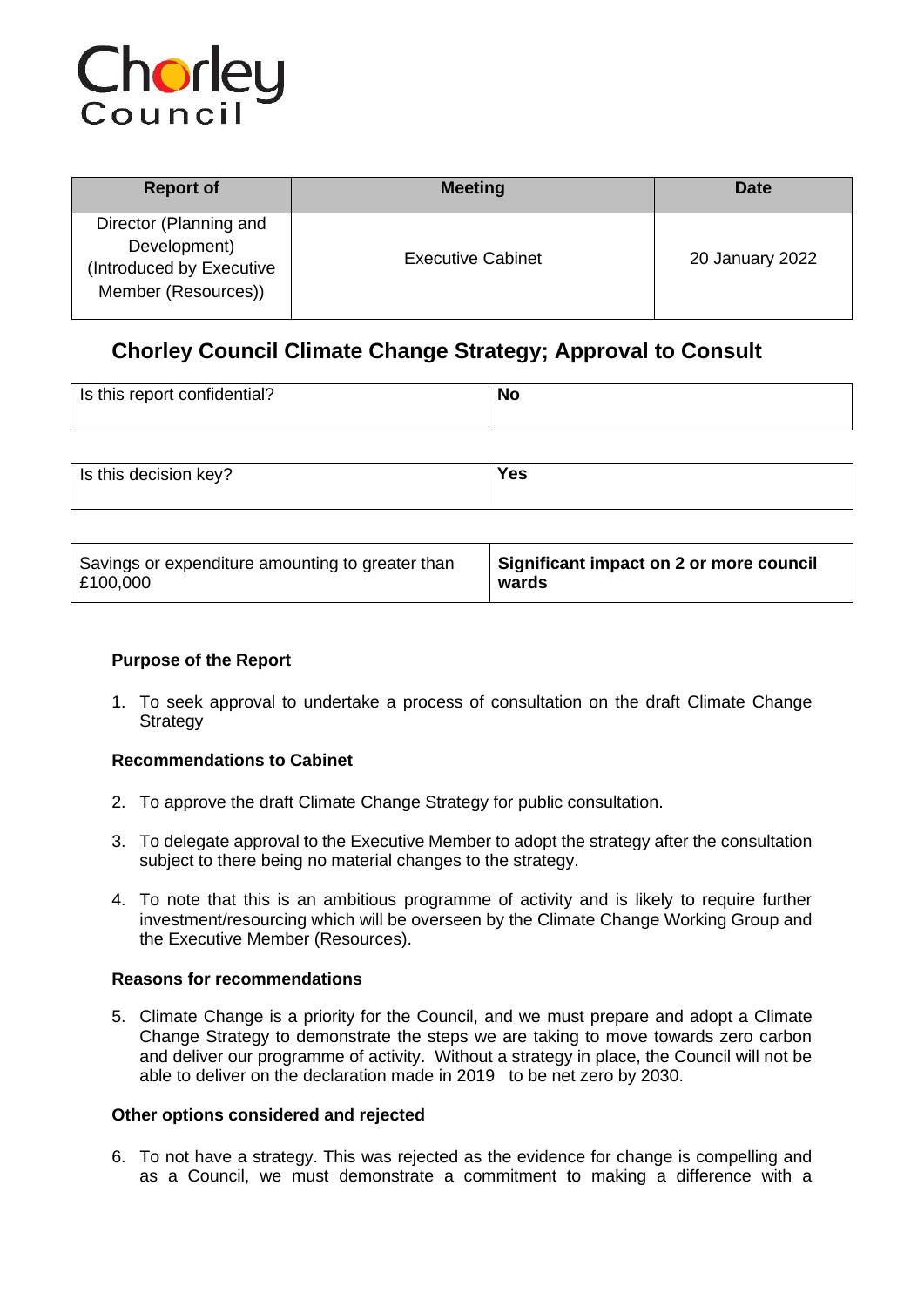Chorley Council

| Report of | Meeting | Date |
| --- | --- | --- |
| Director (Planning and Development) (Introduced by Executive Member (Resources)) | Executive Cabinet | 20 January 2022 |

# Chorley Council Climate Change Strategy; Approval to Consult

| Is this report confidential? | **No** |
| --- | --- |

| Is this decision key? | **Yes** |
| --- | --- |

| Savings or expenditure amounting to greater than £100,000 | **Significant impact on 2 or more council wards** |
| --- | --- |

### Purpose of the Report

1. To seek approval to undertake a process of consultation on the draft Climate Change Strategy

### Recommendations to Cabinet

2. To approve the draft Climate Change Strategy for public consultation.

3. To delegate approval to the Executive Member to adopt the strategy after the consultation subject to there being no material changes to the strategy.

4. To note that this is an ambitious programme of activity and is likely to require further investment/resourcing which will be overseen by the Climate Change Working Group and the Executive Member (Resources).

### Reasons for recommendations

5. Climate Change is a priority for the Council, and we must prepare and adopt a Climate Change Strategy to demonstrate the steps we are taking to move towards zero carbon and deliver our programme of activity. Without a strategy in place, the Council will not be able to deliver on the declaration made in 2019 to be net zero by 2030.

### Other options considered and rejected

6. To not have a strategy. This was rejected as the evidence for change is compelling and as a Council, we must demonstrate a commitment to making a difference with a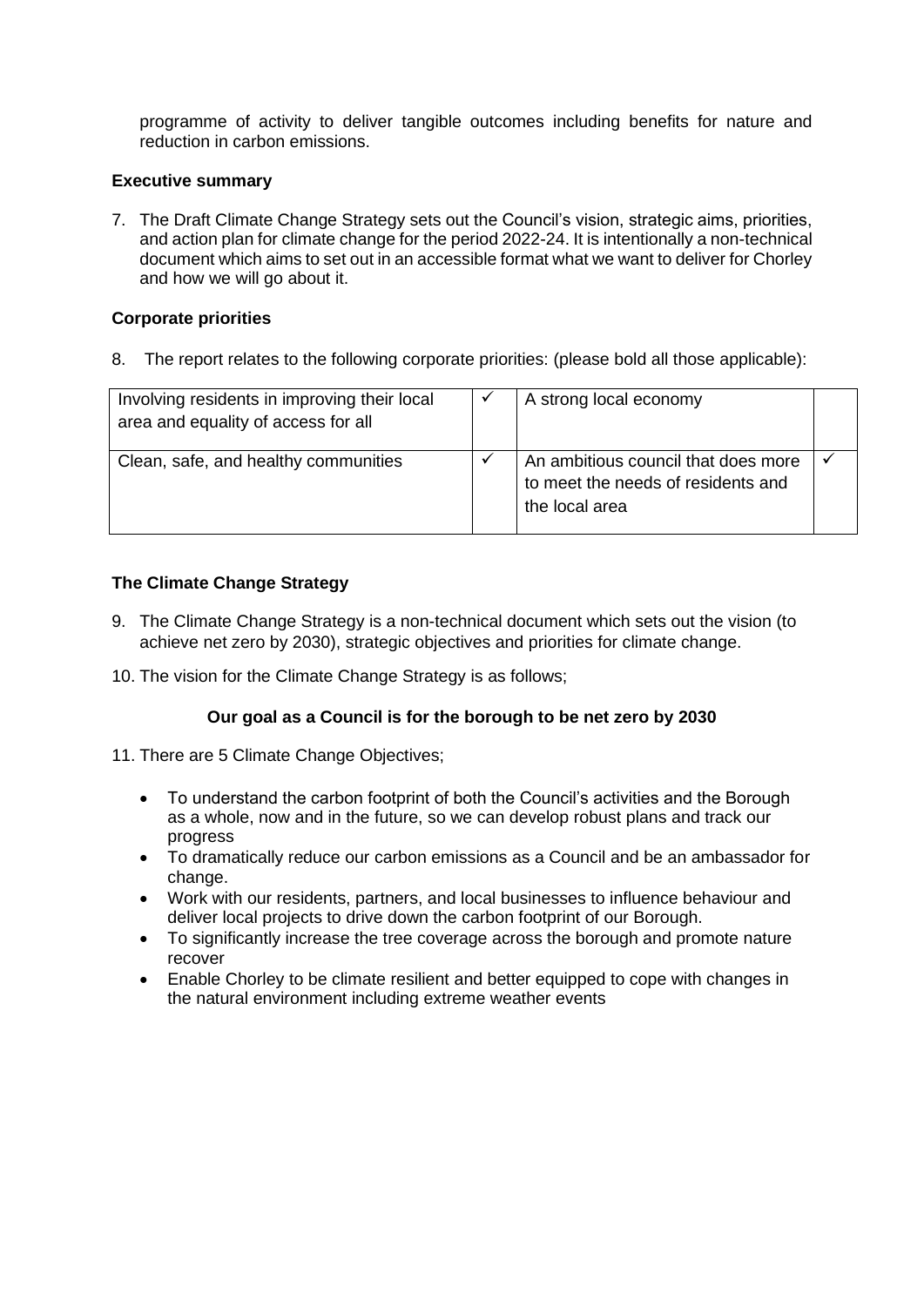programme of activity to deliver tangible outcomes including benefits for nature and reduction in carbon emissions.

**Executive summary**

7. The Draft Climate Change Strategy sets out the Council's vision, strategic aims, priorities, and action plan for climate change for the period 2022-24. It is intentionally a non-technical document which aims to set out in an accessible format what we want to deliver for Chorley and how we will go about it.

**Corporate priorities**

8. The report relates to the following corporate priorities: (please bold all those applicable):

| Involving residents in improving their local area and equality of access for all | ✓ | A strong local economy | |
|---|---|---|---|
| Clean, safe, and healthy communities | ✓ | An ambitious council that does more to meet the needs of residents and the local area | ✓ |

**The Climate Change Strategy**

9. The Climate Change Strategy is a non-technical document which sets out the vision (to achieve net zero by 2030), strategic objectives and priorities for climate change.

10. The vision for the Climate Change Strategy is as follows;

**Our goal as a Council is for the borough to be net zero by 2030**

11. There are 5 Climate Change Objectives;

- To understand the carbon footprint of both the Council's activities and the Borough as a whole, now and in the future, so we can develop robust plans and track our progress
- To dramatically reduce our carbon emissions as a Council and be an ambassador for change.
- Work with our residents, partners, and local businesses to influence behaviour and deliver local projects to drive down the carbon footprint of our Borough.
- To significantly increase the tree coverage across the borough and promote nature recover
- Enable Chorley to be climate resilient and better equipped to cope with changes in the natural environment including extreme weather events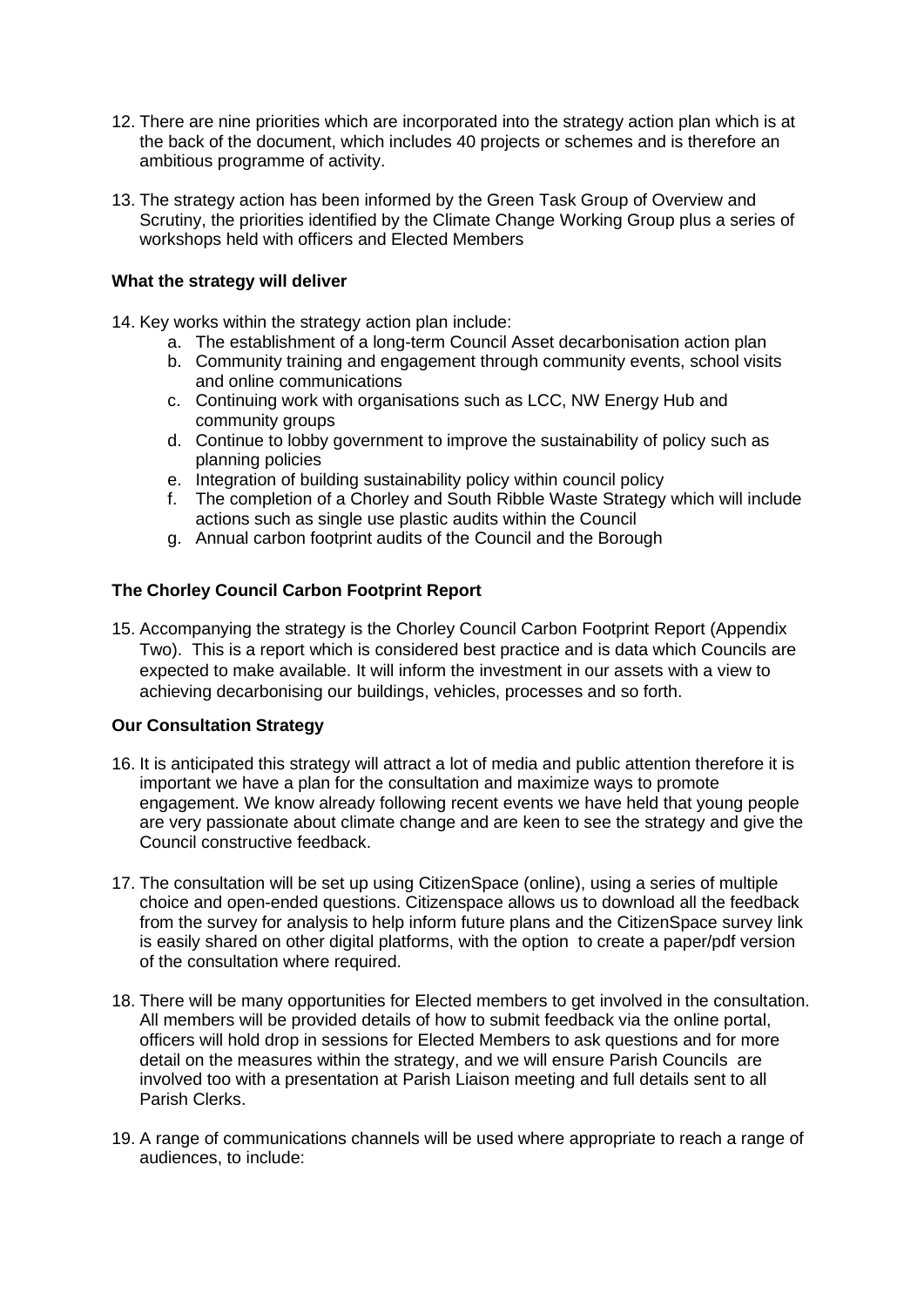12. There are nine priorities which are incorporated into the strategy action plan which is at the back of the document, which includes 40 projects or schemes and is therefore an ambitious programme of activity.

13. The strategy action has been informed by the Green Task Group of Overview and Scrutiny, the priorities identified by the Climate Change Working Group plus a series of workshops held with officers and Elected Members

**What the strategy will deliver**

14. Key works within the strategy action plan include:
    a. The establishment of a long-term Council Asset decarbonisation action plan
    b. Community training and engagement through community events, school visits and online communications
    c. Continuing work with organisations such as LCC, NW Energy Hub and community groups
    d. Continue to lobby government to improve the sustainability of policy such as planning policies
    e. Integration of building sustainability policy within council policy
    f. The completion of a Chorley and South Ribble Waste Strategy which will include actions such as single use plastic audits within the Council
    g. Annual carbon footprint audits of the Council and the Borough

**The Chorley Council Carbon Footprint Report**

15. Accompanying the strategy is the Chorley Council Carbon Footprint Report (Appendix Two). This is a report which is considered best practice and is data which Councils are expected to make available. It will inform the investment in our assets with a view to achieving decarbonising our buildings, vehicles, processes and so forth.

**Our Consultation Strategy**

16. It is anticipated this strategy will attract a lot of media and public attention therefore it is important we have a plan for the consultation and maximize ways to promote engagement. We know already following recent events we have held that young people are very passionate about climate change and are keen to see the strategy and give the Council constructive feedback.

17. The consultation will be set up using CitizenSpace (online), using a series of multiple choice and open-ended questions. Citizenspace allows us to download all the feedback from the survey for analysis to help inform future plans and the CitizenSpace survey link is easily shared on other digital platforms, with the option to create a paper/pdf version of the consultation where required.

18. There will be many opportunities for Elected members to get involved in the consultation. All members will be provided details of how to submit feedback via the online portal, officers will hold drop in sessions for Elected Members to ask questions and for more detail on the measures within the strategy, and we will ensure Parish Councils are involved too with a presentation at Parish Liaison meeting and full details sent to all Parish Clerks.

19. A range of communications channels will be used where appropriate to reach a range of audiences, to include: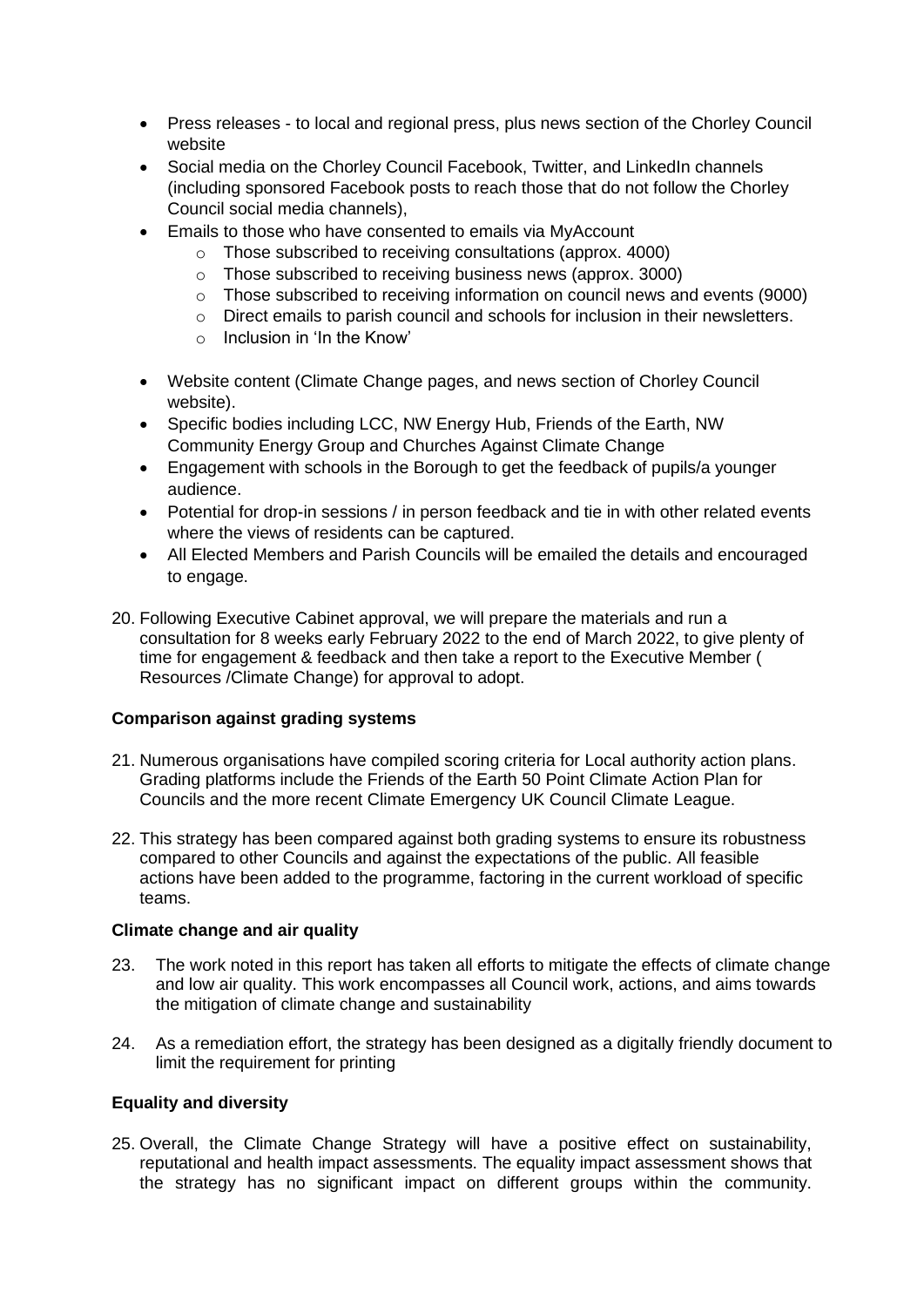- Press releases - to local and regional press, plus news section of the Chorley Council website
- Social media on the Chorley Council Facebook, Twitter, and LinkedIn channels (including sponsored Facebook posts to reach those that do not follow the Chorley Council social media channels),
- Emails to those who have consented to emails via MyAccount
  - Those subscribed to receiving consultations (approx. 4000)
  - Those subscribed to receiving business news (approx. 3000)
  - Those subscribed to receiving information on council news and events (9000)
  - Direct emails to parish council and schools for inclusion in their newsletters.
  - Inclusion in 'In the Know'
- Website content (Climate Change pages, and news section of Chorley Council website).
- Specific bodies including LCC, NW Energy Hub, Friends of the Earth, NW Community Energy Group and Churches Against Climate Change
- Engagement with schools in the Borough to get the feedback of pupils/a younger audience.
- Potential for drop-in sessions / in person feedback and tie in with other related events where the views of residents can be captured.
- All Elected Members and Parish Councils will be emailed the details and encouraged to engage.

20. Following Executive Cabinet approval, we will prepare the materials and run a consultation for 8 weeks early February 2022 to the end of March 2022, to give plenty of time for engagement & feedback and then take a report to the Executive Member ( Resources /Climate Change) for approval to adopt.

**Comparison against grading systems**

21. Numerous organisations have compiled scoring criteria for Local authority action plans. Grading platforms include the Friends of the Earth 50 Point Climate Action Plan for Councils and the more recent Climate Emergency UK Council Climate League.

22. This strategy has been compared against both grading systems to ensure its robustness compared to other Councils and against the expectations of the public. All feasible actions have been added to the programme, factoring in the current workload of specific teams.

**Climate change and air quality**

23. The work noted in this report has taken all efforts to mitigate the effects of climate change and low air quality. This work encompasses all Council work, actions, and aims towards the mitigation of climate change and sustainability

24. As a remediation effort, the strategy has been designed as a digitally friendly document to limit the requirement for printing

**Equality and diversity**

25. Overall, the Climate Change Strategy will have a positive effect on sustainability, reputational and health impact assessments. The equality impact assessment shows that the strategy has no significant impact on different groups within the community.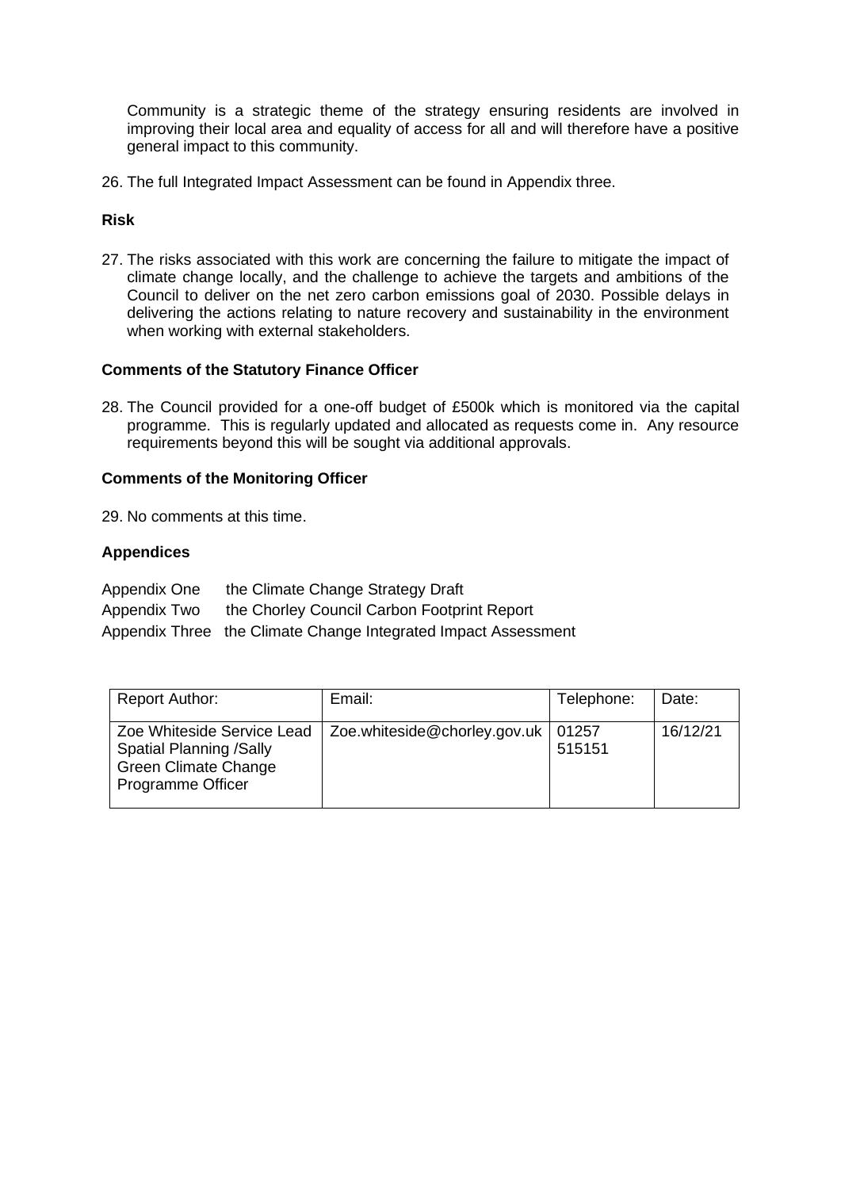Community is a strategic theme of the strategy ensuring residents are involved in improving their local area and equality of access for all and will therefore have a positive general impact to this community.

26. The full Integrated Impact Assessment can be found in Appendix three.

**Risk**

27. The risks associated with this work are concerning the failure to mitigate the impact of climate change locally, and the challenge to achieve the targets and ambitions of the Council to deliver on the net zero carbon emissions goal of 2030. Possible delays in delivering the actions relating to nature recovery and sustainability in the environment when working with external stakeholders.

**Comments of the Statutory Finance Officer**

28. The Council provided for a one-off budget of £500k which is monitored via the capital programme. This is regularly updated and allocated as requests come in. Any resource requirements beyond this will be sought via additional approvals.

**Comments of the Monitoring Officer**

29. No comments at this time.

**Appendices**

Appendix One the Climate Change Strategy Draft
Appendix Two the Chorley Council Carbon Footprint Report
Appendix Three the Climate Change Integrated Impact Assessment

| Report Author: | Email: | Telephone: | Date: |
|---|---|---|---|
| Zoe Whiteside Service Lead Spatial Planning /Sally Green Climate Change Programme Officer | Zoe.whiteside@chorley.gov.uk | 01257 515151 | 16/12/21 |